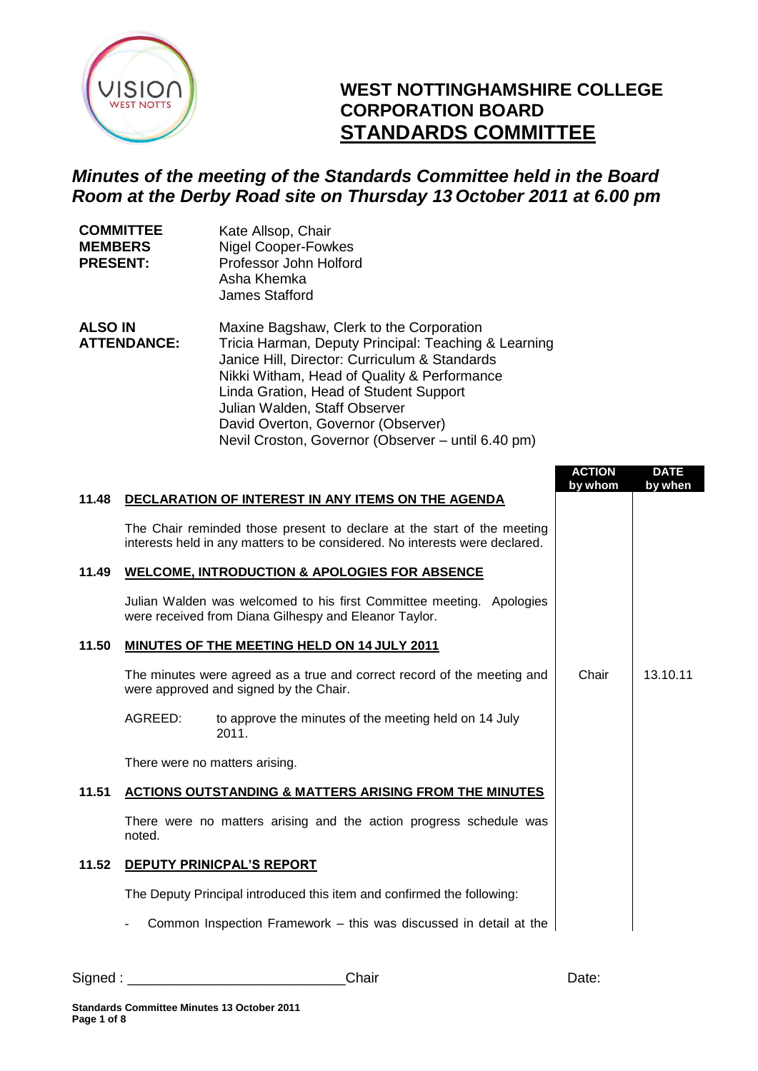# WEST NOTTINGHAMSHIRE COLLEGE CORPORATION BOARD

## STANDARDS COMMITTEE

***Minutes of the meeting of the Standards Committee held in the Board Room at the Derby Road site on Thursday 13 October 2011 at 6.00 pm***

| | |
|---|---|
| **COMMITTEE MEMBERS PRESENT:** | Kate Allsop, Chair<br>Nigel Cooper-Fowkes<br>Professor John Holford<br>Asha Khemka<br>James Stafford |
| **ALSO IN ATTENDANCE:** | Maxine Bagshaw, Clerk to the Corporation<br>Tricia Harman, Deputy Principal: Teaching & Learning<br>Janice Hill, Director: Curriculum & Standards<br>Nikki Witham, Head of Quality & Performance<br>Linda Gration, Head of Student Support<br>Julian Walden, Staff Observer<br>David Overton, Governor (Observer)<br>Nevil Croston, Governor (Observer – until 6.40 pm) |

| | | ACTION by whom | DATE by when |
|---|---|---|---|
| **11.48** | **DECLARATION OF INTEREST IN ANY ITEMS ON THE AGENDA** | | |
| | The Chair reminded those present to declare at the start of the meeting interests held in any matters to be considered. No interests were declared. | | |
| **11.49** | **WELCOME, INTRODUCTION & APOLOGIES FOR ABSENCE** | | |
| | Julian Walden was welcomed to his first Committee meeting. Apologies were received from Diana Gilhespy and Eleanor Taylor. | | |
| **11.50** | **MINUTES OF THE MEETING HELD ON 14 JULY 2011** | | |
| | The minutes were agreed as a true and correct record of the meeting and were approved and signed by the Chair. | Chair | 13.10.11 |
| | AGREED: to approve the minutes of the meeting held on 14 July 2011. | | |
| | There were no matters arising. | | |
| **11.51** | **ACTIONS OUTSTANDING & MATTERS ARISING FROM THE MINUTES** | | |
| | There were no matters arising and the action progress schedule was noted. | | |
| **11.52** | **DEPUTY PRINICPAL'S REPORT** | | |
| | The Deputy Principal introduced this item and confirmed the following: | | |
| | - Common Inspection Framework – this was discussed in detail at the | | |

Signed : ___________________________Chair Date: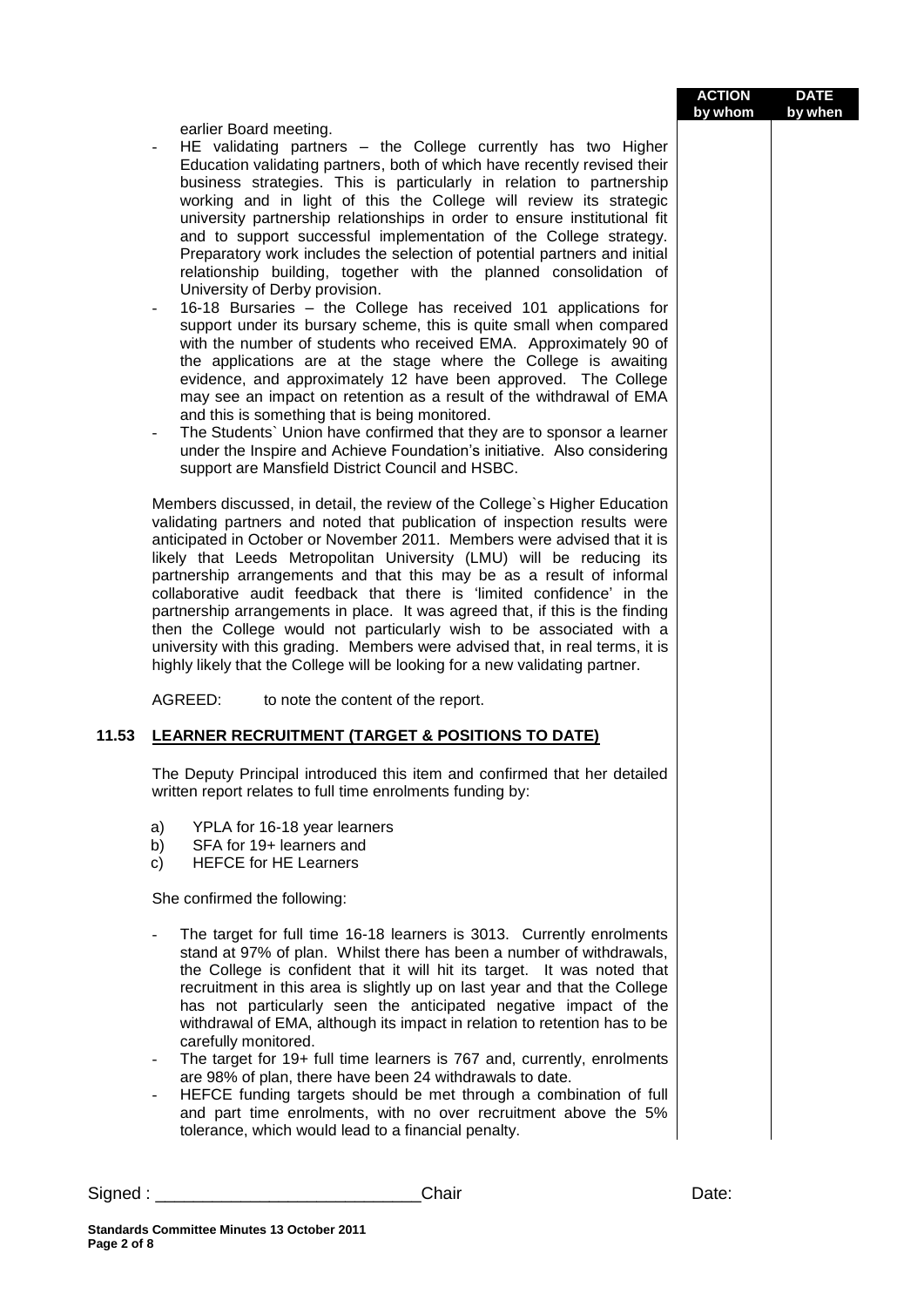earlier Board meeting.

- HE validating partners – the College currently has two Higher Education validating partners, both of which have recently revised their business strategies. This is particularly in relation to partnership working and in light of this the College will review its strategic university partnership relationships in order to ensure institutional fit and to support successful implementation of the College strategy. Preparatory work includes the selection of potential partners and initial relationship building, together with the planned consolidation of University of Derby provision.
- 16-18 Bursaries – the College has received 101 applications for support under its bursary scheme, this is quite small when compared with the number of students who received EMA. Approximately 90 of the applications are at the stage where the College is awaiting evidence, and approximately 12 have been approved. The College may see an impact on retention as a result of the withdrawal of EMA and this is something that is being monitored.
- The Students` Union have confirmed that they are to sponsor a learner under the Inspire and Achieve Foundation's initiative. Also considering support are Mansfield District Council and HSBC.

Members discussed, in detail, the review of the College`s Higher Education validating partners and noted that publication of inspection results were anticipated in October or November 2011. Members were advised that it is likely that Leeds Metropolitan University (LMU) will be reducing its partnership arrangements and that this may be as a result of informal collaborative audit feedback that there is 'limited confidence' in the partnership arrangements in place. It was agreed that, if this is the finding then the College would not particularly wish to be associated with a university with this grading. Members were advised that, in real terms, it is highly likely that the College will be looking for a new validating partner.

AGREED: to note the content of the report.

## 11.53 LEARNER RECRUITMENT (TARGET & POSITIONS TO DATE)

The Deputy Principal introduced this item and confirmed that her detailed written report relates to full time enrolments funding by:

a) YPLA for 16-18 year learners
b) SFA for 19+ learners and
c) HEFCE for HE Learners

She confirmed the following:

- The target for full time 16-18 learners is 3013. Currently enrolments stand at 97% of plan. Whilst there has been a number of withdrawals, the College is confident that it will hit its target. It was noted that recruitment in this area is slightly up on last year and that the College has not particularly seen the anticipated negative impact of the withdrawal of EMA, although its impact in relation to retention has to be carefully monitored.
- The target for 19+ full time learners is 767 and, currently, enrolments are 98% of plan, there have been 24 withdrawals to date.
- HEFCE funding targets should be met through a combination of full and part time enrolments, with no over recruitment above the 5% tolerance, which would lead to a financial penalty.

Signed : ___________________________Chair Date:

Standards Committee Minutes 13 October 2011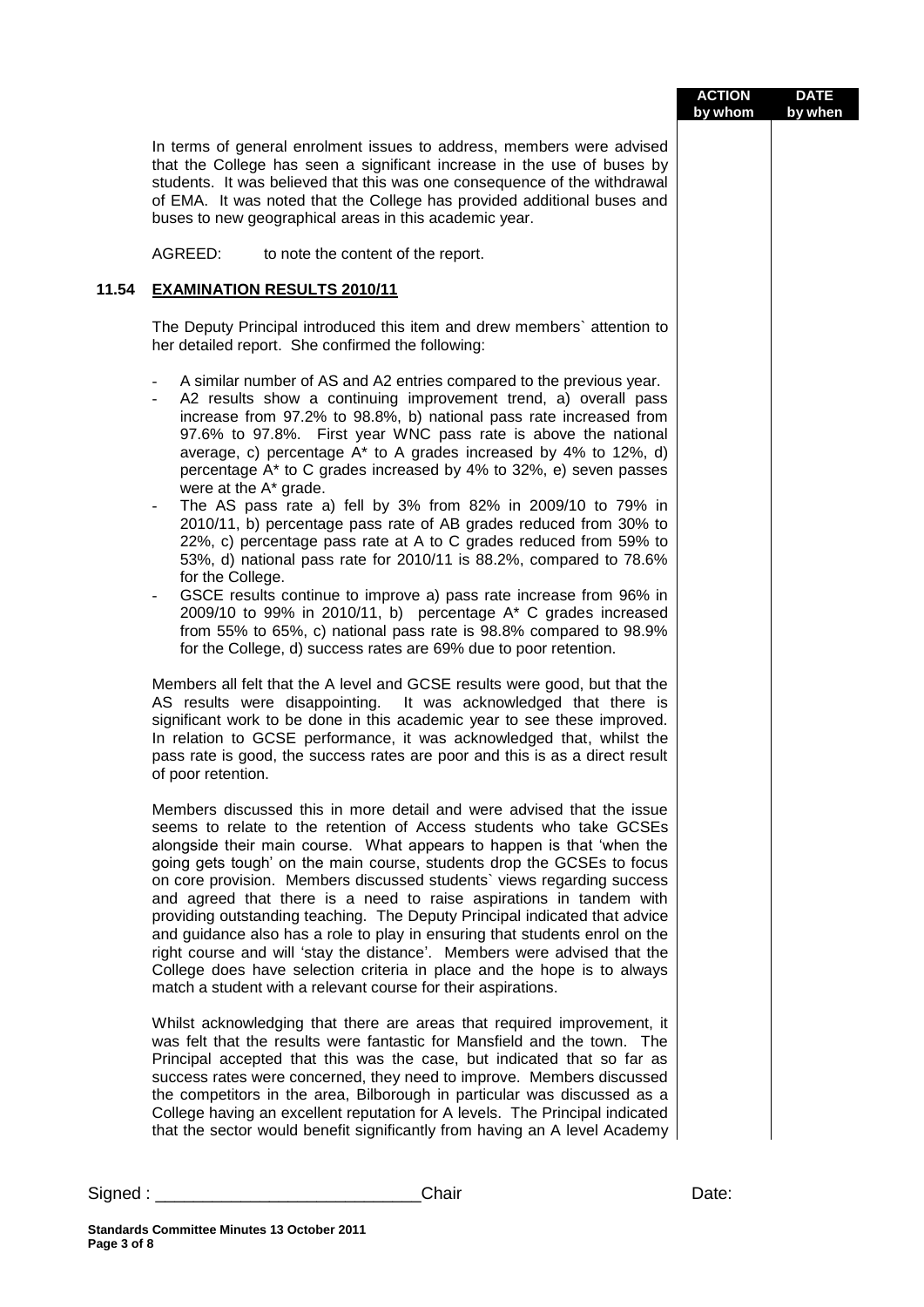| | ACTION by whom | DATE by when |
|---|---|---|

In terms of general enrolment issues to address, members were advised that the College has seen a significant increase in the use of buses by students. It was believed that this was one consequence of the withdrawal of EMA. It was noted that the College has provided additional buses and buses to new geographical areas in this academic year.

AGREED: to note the content of the report.

## 11.54 EXAMINATION RESULTS 2010/11

The Deputy Principal introduced this item and drew members` attention to her detailed report. She confirmed the following:

- A similar number of AS and A2 entries compared to the previous year.
- A2 results show a continuing improvement trend, a) overall pass increase from 97.2% to 98.8%, b) national pass rate increased from 97.6% to 97.8%. First year WNC pass rate is above the national average, c) percentage A* to A grades increased by 4% to 12%, d) percentage A* to C grades increased by 4% to 32%, e) seven passes were at the A* grade.
- The AS pass rate a) fell by 3% from 82% in 2009/10 to 79% in 2010/11, b) percentage pass rate of AB grades reduced from 30% to 22%, c) percentage pass rate at A to C grades reduced from 59% to 53%, d) national pass rate for 2010/11 is 88.2%, compared to 78.6% for the College.
- GSCE results continue to improve a) pass rate increase from 96% in 2009/10 to 99% in 2010/11, b) percentage A* C grades increased from 55% to 65%, c) national pass rate is 98.8% compared to 98.9% for the College, d) success rates are 69% due to poor retention.

Members all felt that the A level and GCSE results were good, but that the AS results were disappointing. It was acknowledged that there is significant work to be done in this academic year to see these improved. In relation to GCSE performance, it was acknowledged that, whilst the pass rate is good, the success rates are poor and this is as a direct result of poor retention.

Members discussed this in more detail and were advised that the issue seems to relate to the retention of Access students who take GCSEs alongside their main course. What appears to happen is that 'when the going gets tough' on the main course, students drop the GCSEs to focus on core provision. Members discussed students` views regarding success and agreed that there is a need to raise aspirations in tandem with providing outstanding teaching. The Deputy Principal indicated that advice and guidance also has a role to play in ensuring that students enrol on the right course and will 'stay the distance'. Members were advised that the College does have selection criteria in place and the hope is to always match a student with a relevant course for their aspirations.

Whilst acknowledging that there are areas that required improvement, it was felt that the results were fantastic for Mansfield and the town. The Principal accepted that this was the case, but indicated that so far as success rates were concerned, they need to improve. Members discussed the competitors in the area, Bilborough in particular was discussed as a College having an excellent reputation for A levels. The Principal indicated that the sector would benefit significantly from having an A level Academy

Signed : \_\_\_\_\_\_\_\_\_\_\_\_\_\_\_\_\_\_\_\_\_\_\_\_\_\_\_\_Chair Date: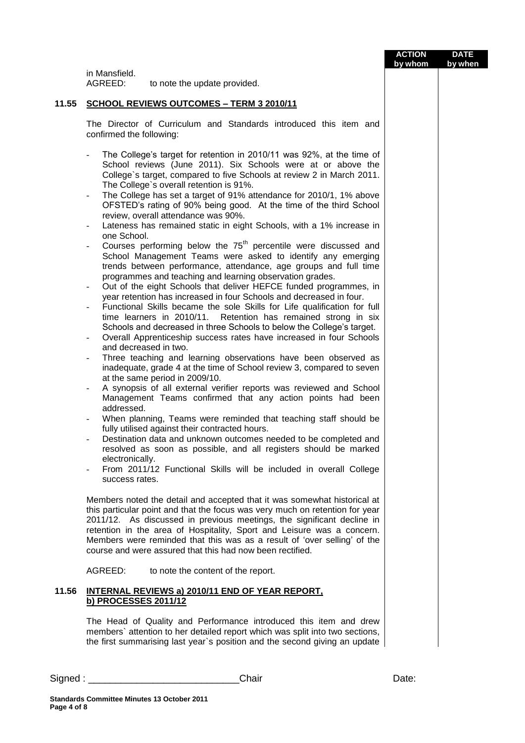| | ACTION by whom | DATE by when |
|---|---|---|

in Mansfield.
AGREED: to note the update provided.

## 11.55 SCHOOL REVIEWS OUTCOMES – TERM 3 2010/11

The Director of Curriculum and Standards introduced this item and confirmed the following:

- The College's target for retention in 2010/11 was 92%, at the time of School reviews (June 2011). Six Schools were at or above the College`s target, compared to five Schools at review 2 in March 2011. The College`s overall retention is 91%.
- The College has set a target of 91% attendance for 2010/1, 1% above OFSTED's rating of 90% being good. At the time of the third School review, overall attendance was 90%.
- Lateness has remained static in eight Schools, with a 1% increase in one School.
- Courses performing below the 75th percentile were discussed and School Management Teams were asked to identify any emerging trends between performance, attendance, age groups and full time programmes and teaching and learning observation grades.
- Out of the eight Schools that deliver HEFCE funded programmes, in year retention has increased in four Schools and decreased in four.
- Functional Skills became the sole Skills for Life qualification for full time learners in 2010/11. Retention has remained strong in six Schools and decreased in three Schools to below the College's target.
- Overall Apprenticeship success rates have increased in four Schools and decreased in two.
- Three teaching and learning observations have been observed as inadequate, grade 4 at the time of School review 3, compared to seven at the same period in 2009/10.
- A synopsis of all external verifier reports was reviewed and School Management Teams confirmed that any action points had been addressed.
- When planning, Teams were reminded that teaching staff should be fully utilised against their contracted hours.
- Destination data and unknown outcomes needed to be completed and resolved as soon as possible, and all registers should be marked electronically.
- From 2011/12 Functional Skills will be included in overall College success rates.

Members noted the detail and accepted that it was somewhat historical at this particular point and that the focus was very much on retention for year 2011/12. As discussed in previous meetings, the significant decline in retention in the area of Hospitality, Sport and Leisure was a concern. Members were reminded that this was as a result of 'over selling' of the course and were assured that this had now been rectified.

AGREED: to note the content of the report.

## 11.56 INTERNAL REVIEWS a) 2010/11 END OF YEAR REPORT, b) PROCESSES 2011/12

The Head of Quality and Performance introduced this item and drew members` attention to her detailed report which was split into two sections, the first summarising last year`s position and the second giving an update

Signed : ___________________________Chair Date:

Standards Committee Minutes 13 October 2011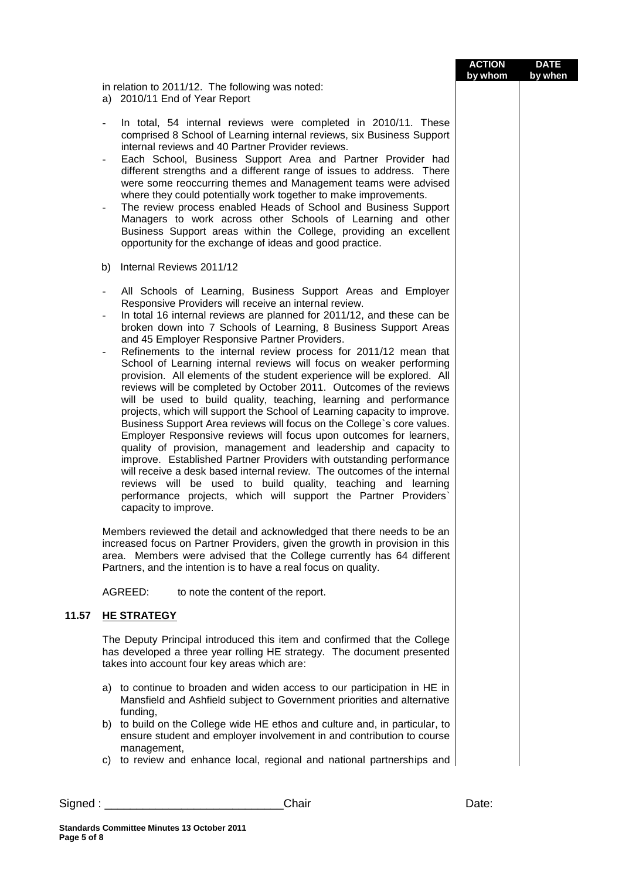| | ACTION by whom | DATE by when |
|---|---|---|

in relation to 2011/12. The following was noted:

a) 2010/11 End of Year Report

- In total, 54 internal reviews were completed in 2010/11. These comprised 8 School of Learning internal reviews, six Business Support internal reviews and 40 Partner Provider reviews.
- Each School, Business Support Area and Partner Provider had different strengths and a different range of issues to address. There were some reoccurring themes and Management teams were advised where they could potentially work together to make improvements.
- The review process enabled Heads of School and Business Support Managers to work across other Schools of Learning and other Business Support areas within the College, providing an excellent opportunity for the exchange of ideas and good practice.

b) Internal Reviews 2011/12

- All Schools of Learning, Business Support Areas and Employer Responsive Providers will receive an internal review.
- In total 16 internal reviews are planned for 2011/12, and these can be broken down into 7 Schools of Learning, 8 Business Support Areas and 45 Employer Responsive Partner Providers.
- Refinements to the internal review process for 2011/12 mean that School of Learning internal reviews will focus on weaker performing provision. All elements of the student experience will be explored. All reviews will be completed by October 2011. Outcomes of the reviews will be used to build quality, teaching, learning and performance projects, which will support the School of Learning capacity to improve. Business Support Area reviews will focus on the College`s core values. Employer Responsive reviews will focus upon outcomes for learners, quality of provision, management and leadership and capacity to improve. Established Partner Providers with outstanding performance will receive a desk based internal review. The outcomes of the internal reviews will be used to build quality, teaching and learning performance projects, which will support the Partner Providers` capacity to improve.

Members reviewed the detail and acknowledged that there needs to be an increased focus on Partner Providers, given the growth in provision in this area. Members were advised that the College currently has 64 different Partners, and the intention is to have a real focus on quality.

AGREED: to note the content of the report.

## 11.57 HE STRATEGY

The Deputy Principal introduced this item and confirmed that the College has developed a three year rolling HE strategy. The document presented takes into account four key areas which are:

a) to continue to broaden and widen access to our participation in HE in Mansfield and Ashfield subject to Government priorities and alternative funding,

b) to build on the College wide HE ethos and culture and, in particular, to ensure student and employer involvement in and contribution to course management,

c) to review and enhance local, regional and national partnerships and

Signed : ___________________________Chair Date: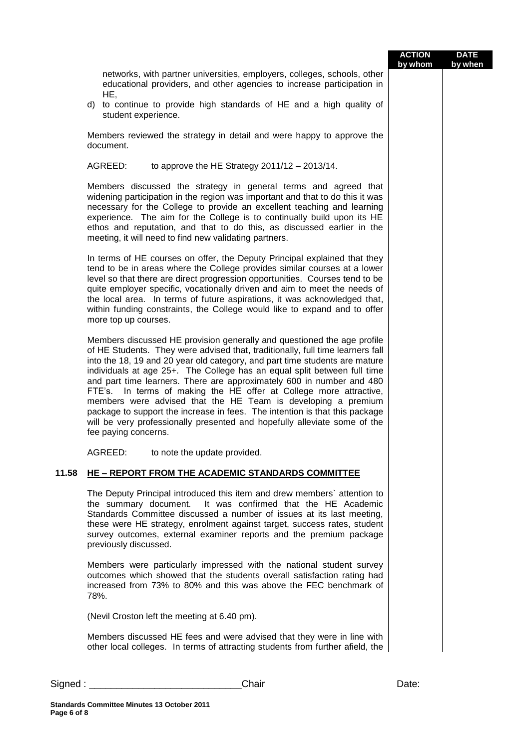networks, with partner universities, employers, colleges, schools, other educational providers, and other agencies to increase participation in HE,

d) to continue to provide high standards of HE and a high quality of student experience.

Members reviewed the strategy in detail and were happy to approve the document.

AGREED: to approve the HE Strategy 2011/12 – 2013/14.

Members discussed the strategy in general terms and agreed that widening participation in the region was important and that to do this it was necessary for the College to provide an excellent teaching and learning experience. The aim for the College is to continually build upon its HE ethos and reputation, and that to do this, as discussed earlier in the meeting, it will need to find new validating partners.

In terms of HE courses on offer, the Deputy Principal explained that they tend to be in areas where the College provides similar courses at a lower level so that there are direct progression opportunities. Courses tend to be quite employer specific, vocationally driven and aim to meet the needs of the local area. In terms of future aspirations, it was acknowledged that, within funding constraints, the College would like to expand and to offer more top up courses.

Members discussed HE provision generally and questioned the age profile of HE Students. They were advised that, traditionally, full time learners fall into the 18, 19 and 20 year old category, and part time students are mature individuals at age 25+. The College has an equal split between full time and part time learners. There are approximately 600 in number and 480 FTE's. In terms of making the HE offer at College more attractive, members were advised that the HE Team is developing a premium package to support the increase in fees. The intention is that this package will be very professionally presented and hopefully alleviate some of the fee paying concerns.

AGREED: to note the update provided.

## 11.58 HE – REPORT FROM THE ACADEMIC STANDARDS COMMITTEE

The Deputy Principal introduced this item and drew members` attention to the summary document. It was confirmed that the HE Academic Standards Committee discussed a number of issues at its last meeting, these were HE strategy, enrolment against target, success rates, student survey outcomes, external examiner reports and the premium package previously discussed.

Members were particularly impressed with the national student survey outcomes which showed that the students overall satisfaction rating had increased from 73% to 80% and this was above the FEC benchmark of 78%.

(Nevil Croston left the meeting at 6.40 pm).

Members discussed HE fees and were advised that they were in line with other local colleges. In terms of attracting students from further afield, the

Signed : ____________________________Chair Date: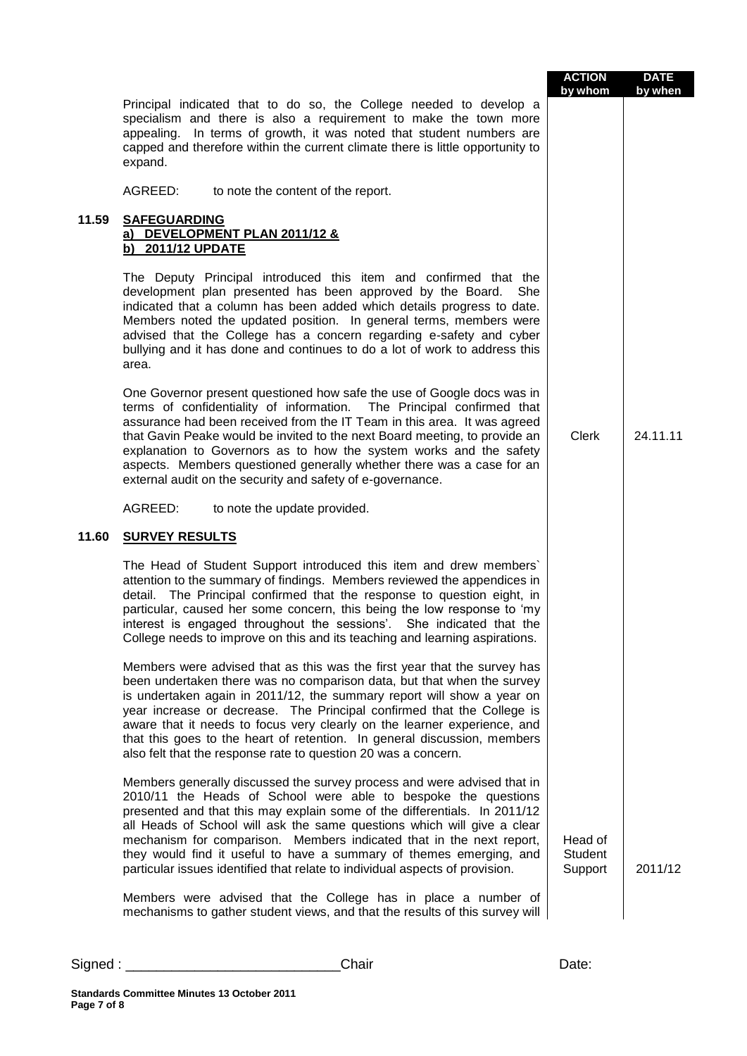| | | ACTION by whom | DATE by when |
|---|---|---|---|
| | Principal indicated that to do so, the College needed to develop a specialism and there is also a requirement to make the town more appealing. In terms of growth, it was noted that student numbers are capped and therefore within the current climate there is little opportunity to expand. | | |
| | AGREED: to note the content of the report. | | |
| **11.59** | **SAFEGUARDING**<br>**a) DEVELOPMENT PLAN 2011/12 &**<br>**b) 2011/12 UPDATE** | | |
| | The Deputy Principal introduced this item and confirmed that the development plan presented has been approved by the Board. She indicated that a column has been added which details progress to date. Members noted the updated position. In general terms, members were advised that the College has a concern regarding e-safety and cyber bullying and it has done and continues to do a lot of work to address this area. | | |
| | One Governor present questioned how safe the use of Google docs was in terms of confidentiality of information. The Principal confirmed that assurance had been received from the IT Team in this area. It was agreed that Gavin Peake would be invited to the next Board meeting, to provide an explanation to Governors as to how the system works and the safety aspects. Members questioned generally whether there was a case for an external audit on the security and safety of e-governance. | Clerk | 24.11.11 |
| | AGREED: to note the update provided. | | |
| **11.60** | **SURVEY RESULTS** | | |
| | The Head of Student Support introduced this item and drew members` attention to the summary of findings. Members reviewed the appendices in detail. The Principal confirmed that the response to question eight, in particular, caused her some concern, this being the low response to 'my interest is engaged throughout the sessions'. She indicated that the College needs to improve on this and its teaching and learning aspirations. | | |
| | Members were advised that as this was the first year that the survey has been undertaken there was no comparison data, but that when the survey is undertaken again in 2011/12, the summary report will show a year on year increase or decrease. The Principal confirmed that the College is aware that it needs to focus very clearly on the learner experience, and that this goes to the heart of retention. In general discussion, members also felt that the response rate to question 20 was a concern. | | |
| | Members generally discussed the survey process and were advised that in 2010/11 the Heads of School were able to bespoke the questions presented and that this may explain some of the differentials. In 2011/12 all Heads of School will ask the same questions which will give a clear mechanism for comparison. Members indicated that in the next report, they would find it useful to have a summary of themes emerging, and particular issues identified that relate to individual aspects of provision. | Head of Student Support | 2011/12 |
| | Members were advised that the College has in place a number of mechanisms to gather student views, and that the results of this survey will | | |

Signed : ____________________________Chair Date:

**Standards Committee Minutes 13 October 2011**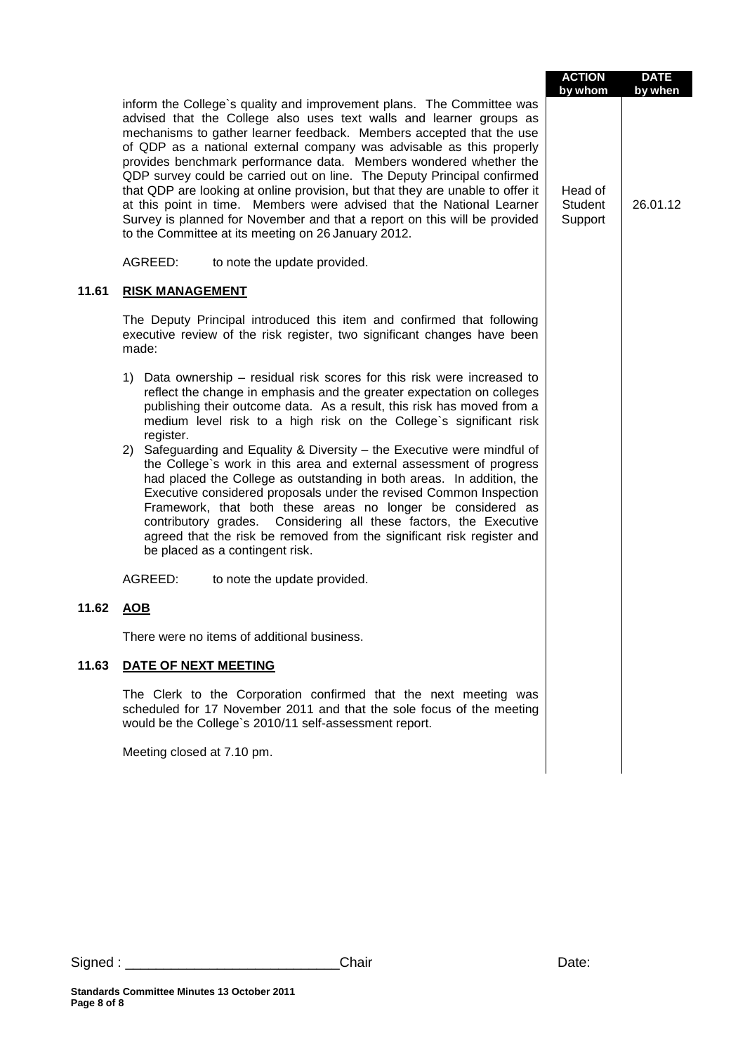| | ACTION by whom | DATE by when |
|---|---|---|
| inform the College`s quality and improvement plans. The Committee was advised that the College also uses text walls and learner groups as mechanisms to gather learner feedback. Members accepted that the use of QDP as a national external company was advisable as this properly provides benchmark performance data. Members wondered whether the QDP survey could be carried out on line. The Deputy Principal confirmed that QDP are looking at online provision, but that they are unable to offer it at this point in time. Members were advised that the National Learner Survey is planned for November and that a report on this will be provided to the Committee at its meeting on 26 January 2012. | Head of Student Support | 26.01.12 |

AGREED: to note the update provided.

**11.61 RISK MANAGEMENT**

The Deputy Principal introduced this item and confirmed that following executive review of the risk register, two significant changes have been made:

1) Data ownership – residual risk scores for this risk were increased to reflect the change in emphasis and the greater expectation on colleges publishing their outcome data. As a result, this risk has moved from a medium level risk to a high risk on the College`s significant risk register.
2) Safeguarding and Equality & Diversity – the Executive were mindful of the College`s work in this area and external assessment of progress had placed the College as outstanding in both areas. In addition, the Executive considered proposals under the revised Common Inspection Framework, that both these areas no longer be considered as contributory grades. Considering all these factors, the Executive agreed that the risk be removed from the significant risk register and be placed as a contingent risk.

AGREED: to note the update provided.

**11.62 AOB**

There were no items of additional business.

**11.63 DATE OF NEXT MEETING**

The Clerk to the Corporation confirmed that the next meeting was scheduled for 17 November 2011 and that the sole focus of the meeting would be the College`s 2010/11 self-assessment report.

Meeting closed at 7.10 pm.

Signed : ____________________________Chair Date: